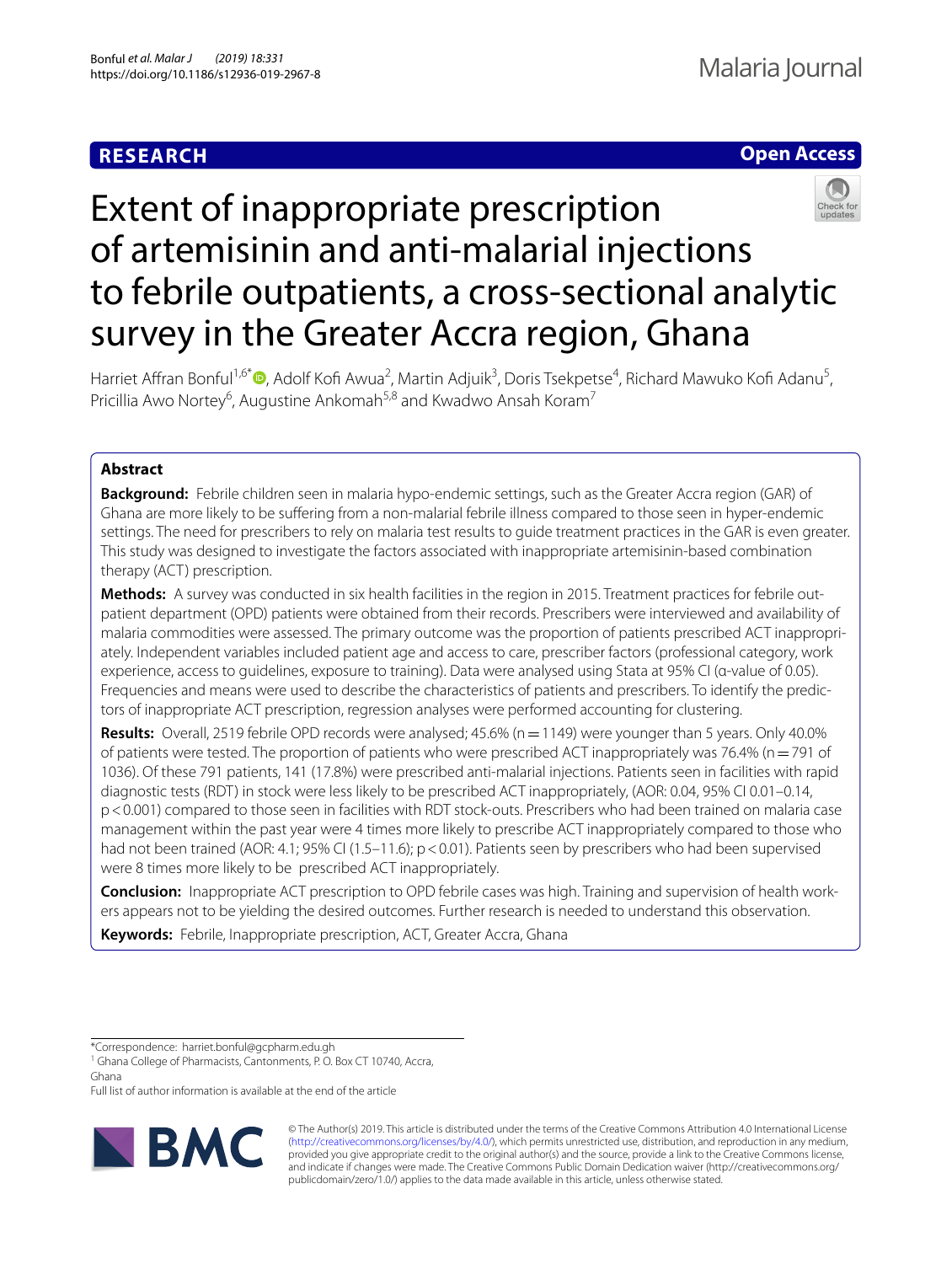## RESEARCH

**Open Access**

# Extent of inappropriate prescription of artemisinin and anti-malarial injections to febrile outpatients, a cross-sectional analytic survey in the Greater Accra region, Ghana

Harriet Affran Bonful[1,6*], Adolf Kofi Awua[2], Martin Adjuik[3], Doris Tsekpetse[4], Richard Mawuko Kofi Adanu[5], Pricillia Awo Nortey[6], Augustine Ankomah[5,8] and Kwadwo Ansah Koram[7]

## Abstract

**Background:** Febrile children seen in malaria hypo-endemic settings, such as the Greater Accra region (GAR) of Ghana are more likely to be suffering from a non-malarial febrile illness compared to those seen in hyper-endemic settings. The need for prescribers to rely on malaria test results to guide treatment practices in the GAR is even greater. This study was designed to investigate the factors associated with inappropriate artemisinin-based combination therapy (ACT) prescription.

**Methods:** A survey was conducted in six health facilities in the region in 2015. Treatment practices for febrile outpatient department (OPD) patients were obtained from their records. Prescribers were interviewed and availability of malaria commodities were assessed. The primary outcome was the proportion of patients prescribed ACT inappropriately. Independent variables included patient age and access to care, prescriber factors (professional category, work experience, access to guidelines, exposure to training). Data were analysed using Stata at 95% CI (α-value of 0.05). Frequencies and means were used to describe the characteristics of patients and prescribers. To identify the predictors of inappropriate ACT prescription, regression analyses were performed accounting for clustering.

**Results:** Overall, 2519 febrile OPD records were analysed; 45.6% (n = 1149) were younger than 5 years. Only 40.0% of patients were tested. The proportion of patients who were prescribed ACT inappropriately was 76.4% (n = 791 of 1036). Of these 791 patients, 141 (17.8%) were prescribed anti-malarial injections. Patients seen in facilities with rapid diagnostic tests (RDT) in stock were less likely to be prescribed ACT inappropriately, (AOR: 0.04, 95% CI 0.01–0.14, p < 0.001) compared to those seen in facilities with RDT stock-outs. Prescribers who had been trained on malaria case management within the past year were 4 times more likely to prescribe ACT inappropriately compared to those who had not been trained (AOR: 4.1; 95% CI (1.5–11.6); p < 0.01). Patients seen by prescribers who had been supervised were 8 times more likely to be prescribed ACT inappropriately.

**Conclusion:** Inappropriate ACT prescription to OPD febrile cases was high. Training and supervision of health workers appears not to be yielding the desired outcomes. Further research is needed to understand this observation.

**Keywords:** Febrile, Inappropriate prescription, ACT, Greater Accra, Ghana

*Correspondence: harriet.bonful@gcpharm.edu.gh
[1] Ghana College of Pharmacists, Cantonments, P. O. Box CT 10740, Accra, Ghana
Full list of author information is available at the end of the article

© The Author(s) 2019. This article is distributed under the terms of the Creative Commons Attribution 4.0 International License (http://creativecommons.org/licenses/by/4.0/), which permits unrestricted use, distribution, and reproduction in any medium, provided you give appropriate credit to the original author(s) and the source, provide a link to the Creative Commons license, and indicate if changes were made. The Creative Commons Public Domain Dedication waiver (http://creativecommons.org/publicdomain/zero/1.0/) applies to the data made available in this article, unless otherwise stated.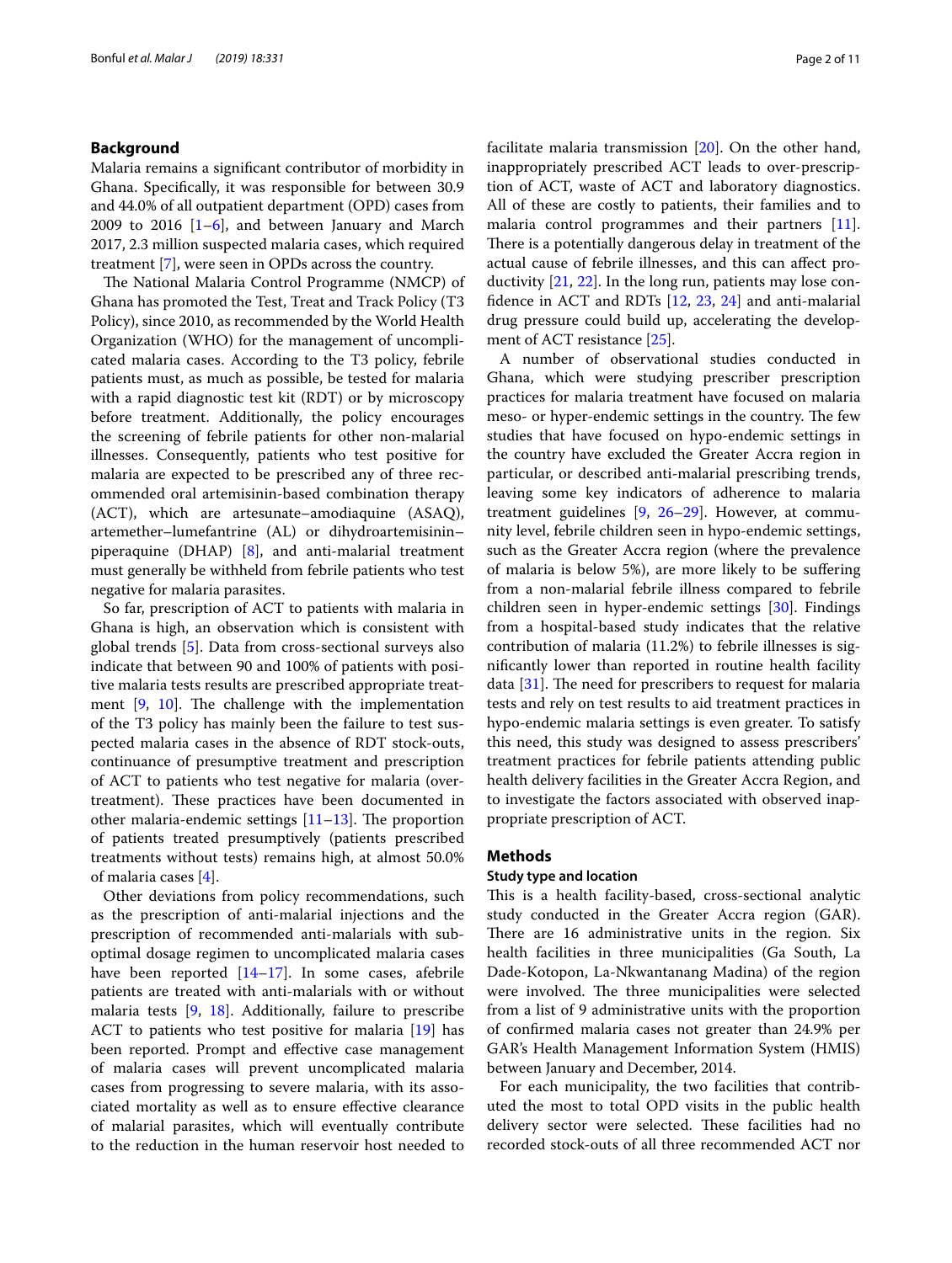## Background

Malaria remains a significant contributor of morbidity in Ghana. Specifically, it was responsible for between 30.9 and 44.0% of all outpatient department (OPD) cases from 2009 to 2016 [1–6], and between January and March 2017, 2.3 million suspected malaria cases, which required treatment [7], were seen in OPDs across the country.

The National Malaria Control Programme (NMCP) of Ghana has promoted the Test, Treat and Track Policy (T3 Policy), since 2010, as recommended by the World Health Organization (WHO) for the management of uncomplicated malaria cases. According to the T3 policy, febrile patients must, as much as possible, be tested for malaria with a rapid diagnostic test kit (RDT) or by microscopy before treatment. Additionally, the policy encourages the screening of febrile patients for other non-malarial illnesses. Consequently, patients who test positive for malaria are expected to be prescribed any of three recommended oral artemisinin-based combination therapy (ACT), which are artesunate–amodiaquine (ASAQ), artemether–lumefantrine (AL) or dihydroartemisinin–piperaquine (DHAP) [8], and anti-malarial treatment must generally be withheld from febrile patients who test negative for malaria parasites.

So far, prescription of ACT to patients with malaria in Ghana is high, an observation which is consistent with global trends [5]. Data from cross-sectional surveys also indicate that between 90 and 100% of patients with positive malaria tests results are prescribed appropriate treatment [9, 10]. The challenge with the implementation of the T3 policy has mainly been the failure to test suspected malaria cases in the absence of RDT stock-outs, continuance of presumptive treatment and prescription of ACT to patients who test negative for malaria (over-treatment). These practices have been documented in other malaria-endemic settings [11–13]. The proportion of patients treated presumptively (patients prescribed treatments without tests) remains high, at almost 50.0% of malaria cases [4].

Other deviations from policy recommendations, such as the prescription of anti-malarial injections and the prescription of recommended anti-malarials with sub-optimal dosage regimen to uncomplicated malaria cases have been reported [14–17]. In some cases, afebrile patients are treated with anti-malarials with or without malaria tests [9, 18]. Additionally, failure to prescribe ACT to patients who test positive for malaria [19] has been reported. Prompt and effective case management of malaria cases will prevent uncomplicated malaria cases from progressing to severe malaria, with its associated mortality as well as to ensure effective clearance of malarial parasites, which will eventually contribute to the reduction in the human reservoir host needed to facilitate malaria transmission [20]. On the other hand, inappropriately prescribed ACT leads to over-prescription of ACT, waste of ACT and laboratory diagnostics. All of these are costly to patients, their families and to malaria control programmes and their partners [11]. There is a potentially dangerous delay in treatment of the actual cause of febrile illnesses, and this can affect productivity [21, 22]. In the long run, patients may lose confidence in ACT and RDTs [12, 23, 24] and anti-malarial drug pressure could build up, accelerating the development of ACT resistance [25].

A number of observational studies conducted in Ghana, which were studying prescriber prescription practices for malaria treatment have focused on malaria meso- or hyper-endemic settings in the country. The few studies that have focused on hypo-endemic settings in the country have excluded the Greater Accra region in particular, or described anti-malarial prescribing trends, leaving some key indicators of adherence to malaria treatment guidelines [9, 26–29]. However, at community level, febrile children seen in hypo-endemic settings, such as the Greater Accra region (where the prevalence of malaria is below 5%), are more likely to be suffering from a non-malarial febrile illness compared to febrile children seen in hyper-endemic settings [30]. Findings from a hospital-based study indicates that the relative contribution of malaria (11.2%) to febrile illnesses is significantly lower than reported in routine health facility data [31]. The need for prescribers to request for malaria tests and rely on test results to aid treatment practices in hypo-endemic malaria settings is even greater. To satisfy this need, this study was designed to assess prescribers' treatment practices for febrile patients attending public health delivery facilities in the Greater Accra Region, and to investigate the factors associated with observed inappropriate prescription of ACT.

## Methods

### Study type and location

This is a health facility-based, cross-sectional analytic study conducted in the Greater Accra region (GAR). There are 16 administrative units in the region. Six health facilities in three municipalities (Ga South, La Dade-Kotopon, La-Nkwantanang Madina) of the region were involved. The three municipalities were selected from a list of 9 administrative units with the proportion of confirmed malaria cases not greater than 24.9% per GAR's Health Management Information System (HMIS) between January and December, 2014.

For each municipality, the two facilities that contributed the most to total OPD visits in the public health delivery sector were selected. These facilities had no recorded stock-outs of all three recommended ACT nor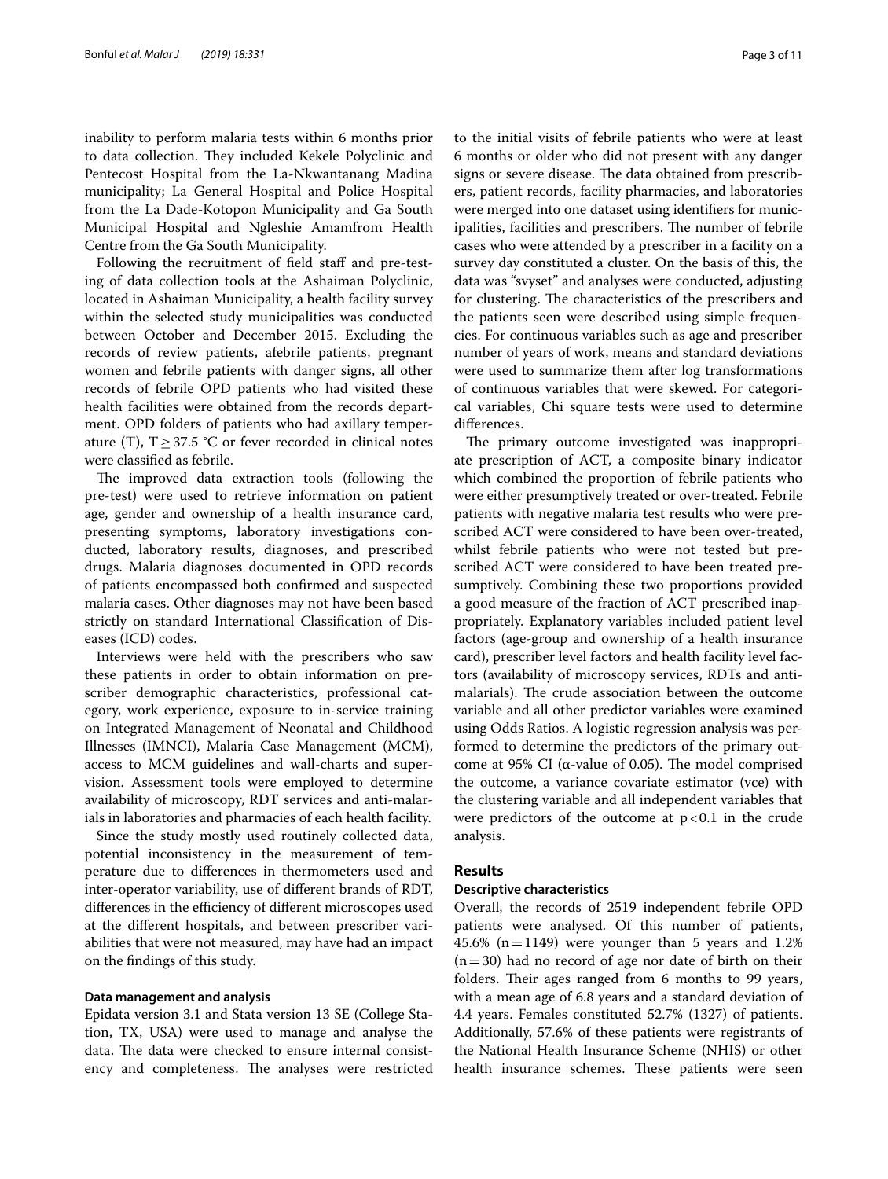inability to perform malaria tests within 6 months prior to data collection. They included Kekele Polyclinic and Pentecost Hospital from the La-Nkwantanang Madina municipality; La General Hospital and Police Hospital from the La Dade-Kotopon Municipality and Ga South Municipal Hospital and Ngleshie Amamfrom Health Centre from the Ga South Municipality.

Following the recruitment of field staff and pre-testing of data collection tools at the Ashaiman Polyclinic, located in Ashaiman Municipality, a health facility survey within the selected study municipalities was conducted between October and December 2015. Excluding the records of review patients, afebrile patients, pregnant women and febrile patients with danger signs, all other records of febrile OPD patients who had visited these health facilities were obtained from the records department. OPD folders of patients who had axillary temperature (T), $T \geq 37.5$ °C or fever recorded in clinical notes were classified as febrile.

The improved data extraction tools (following the pre-test) were used to retrieve information on patient age, gender and ownership of a health insurance card, presenting symptoms, laboratory investigations conducted, laboratory results, diagnoses, and prescribed drugs. Malaria diagnoses documented in OPD records of patients encompassed both confirmed and suspected malaria cases. Other diagnoses may not have been based strictly on standard International Classification of Diseases (ICD) codes.

Interviews were held with the prescribers who saw these patients in order to obtain information on prescriber demographic characteristics, professional category, work experience, exposure to in-service training on Integrated Management of Neonatal and Childhood Illnesses (IMNCI), Malaria Case Management (MCM), access to MCM guidelines and wall-charts and supervision. Assessment tools were employed to determine availability of microscopy, RDT services and anti-malarials in laboratories and pharmacies of each health facility.

Since the study mostly used routinely collected data, potential inconsistency in the measurement of temperature due to differences in thermometers used and inter-operator variability, use of different brands of RDT, differences in the efficiency of different microscopes used at the different hospitals, and between prescriber variabilities that were not measured, may have had an impact on the findings of this study.

### Data management and analysis

Epidata version 3.1 and Stata version 13 SE (College Station, TX, USA) were used to manage and analyse the data. The data were checked to ensure internal consistency and completeness. The analyses were restricted to the initial visits of febrile patients who were at least 6 months or older who did not present with any danger signs or severe disease. The data obtained from prescribers, patient records, facility pharmacies, and laboratories were merged into one dataset using identifiers for municipalities, facilities and prescribers. The number of febrile cases who were attended by a prescriber in a facility on a survey day constituted a cluster. On the basis of this, the data was "svyset" and analyses were conducted, adjusting for clustering. The characteristics of the prescribers and the patients seen were described using simple frequencies. For continuous variables such as age and prescriber number of years of work, means and standard deviations were used to summarize them after log transformations of continuous variables that were skewed. For categorical variables, Chi square tests were used to determine differences.

The primary outcome investigated was inappropriate prescription of ACT, a composite binary indicator which combined the proportion of febrile patients who were either presumptively treated or over-treated. Febrile patients with negative malaria test results who were prescribed ACT were considered to have been over-treated, whilst febrile patients who were not tested but prescribed ACT were considered to have been treated presumptively. Combining these two proportions provided a good measure of the fraction of ACT prescribed inappropriately. Explanatory variables included patient level factors (age-group and ownership of a health insurance card), prescriber level factors and health facility level factors (availability of microscopy services, RDTs and anti-malarials). The crude association between the outcome variable and all other predictor variables were examined using Odds Ratios. A logistic regression analysis was performed to determine the predictors of the primary outcome at 95% CI ($\alpha$-value of 0.05). The model comprised the outcome, a variance covariate estimator (vce) with the clustering variable and all independent variables that were predictors of the outcome at $p < 0.1$ in the crude analysis.

## Results

### Descriptive characteristics

Overall, the records of 2519 independent febrile OPD patients were analysed. Of this number of patients, 45.6% ($n = 1149$) were younger than 5 years and 1.2% ($n = 30$) had no record of age nor date of birth on their folders. Their ages ranged from 6 months to 99 years, with a mean age of 6.8 years and a standard deviation of 4.4 years. Females constituted 52.7% (1327) of patients. Additionally, 57.6% of these patients were registrants of the National Health Insurance Scheme (NHIS) or other health insurance schemes. These patients were seen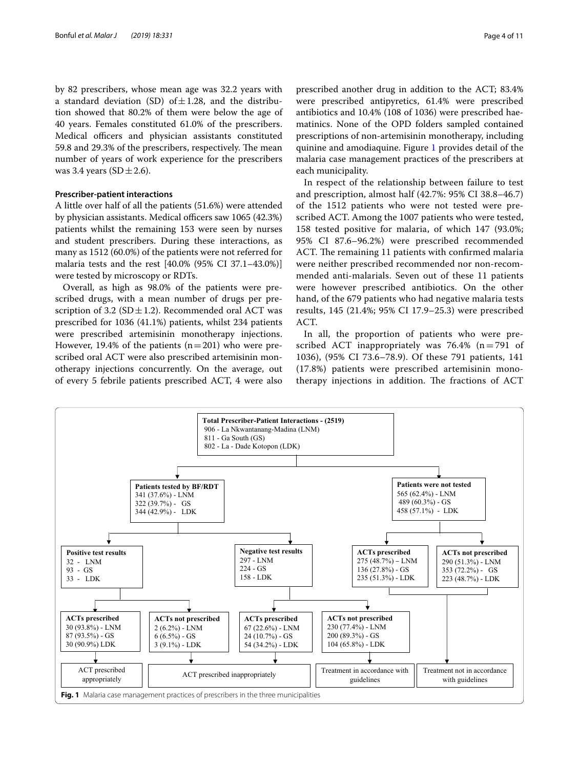by 82 prescribers, whose mean age was 32.2 years with a standard deviation (SD) of ± 1.28, and the distribution showed that 80.2% of them were below the age of 40 years. Females constituted 61.0% of the prescribers. Medical officers and physician assistants constituted 59.8 and 29.3% of the prescribers, respectively. The mean number of years of work experience for the prescribers was 3.4 years (SD ± 2.6).

### Prescriber-patient interactions

A little over half of all the patients (51.6%) were attended by physician assistants. Medical officers saw 1065 (42.3%) patients whilst the remaining 153 were seen by nurses and student prescribers. During these interactions, as many as 1512 (60.0%) of the patients were not referred for malaria tests and the rest [40.0% (95% CI 37.1–43.0%)] were tested by microscopy or RDTs.

Overall, as high as 98.0% of the patients were prescribed drugs, with a mean number of drugs per prescription of 3.2 (SD ± 1.2). Recommended oral ACT was prescribed for 1036 (41.1%) patients, whilst 234 patients were prescribed artemisinin monotherapy injections. However, 19.4% of the patients (n = 201) who were prescribed oral ACT were also prescribed artemisinin monotherapy injections concurrently. On the average, out of every 5 febrile patients prescribed ACT, 4 were also prescribed another drug in addition to the ACT; 83.4% were prescribed antipyretics, 61.4% were prescribed antibiotics and 10.4% (108 of 1036) were prescribed haematinics. None of the OPD folders sampled contained prescriptions of non-artemisinin monotherapy, including quinine and amodiaquine. Figure 1 provides detail of the malaria case management practices of the prescribers at each municipality.

In respect of the relationship between failure to test and prescription, almost half (42.7%: 95% CI 38.8–46.7) of the 1512 patients who were not tested were prescribed ACT. Among the 1007 patients who were tested, 158 tested positive for malaria, of which 147 (93.0%; 95% CI 87.6–96.2%) were prescribed recommended ACT. The remaining 11 patients with confirmed malaria were neither prescribed recommended nor non-recommended anti-malarials. Seven out of these 11 patients were however prescribed antibiotics. On the other hand, of the 679 patients who had negative malaria tests results, 145 (21.4%; 95% CI 17.9–25.3) were prescribed ACT.

In all, the proportion of patients who were prescribed ACT inappropriately was 76.4% (n = 791 of 1036), (95% CI 73.6–78.9). Of these 791 patients, 141 (17.8%) patients were prescribed artemisinin monotherapy injections in addition. The fractions of ACT

**Total Prescriber-Patient Interactions - (2519)**
906 - La Nkwantanang-Madina (LNM)
811 - Ga South (GS)
802 - La - Dade Kotopon (LDK)

- **Patients tested by BF/RDT**: 341 (37.6%) - LNM; 322 (39.7%) - GS; 344 (42.9%) - LDK
  - **Positive test results**: 32 - LNM; 93 - GS; 33 - LDK
    - **ACTs prescribed**: 30 (93.8%) - LNM; 87 (93.5%) - GS; 30 (90.9%) LDK → ACT prescribed appropriately
    - **ACTs not prescribed**: 2 (6.2%) - LNM; 6 (6.5%) - GS; 3 (9.1%) - LDK → ACT prescribed inappropriately
  - **Negative test results**: 297 - LNM; 224 - GS; 158 - LDK
    - **ACTs prescribed**: 67 (22.6%) - LNM; 24 (10.7%) - GS; 54 (34.2%) - LDK → ACT prescribed inappropriately
    - **ACTs not prescribed**: 230 (77.4%) - LNM; 200 (89.3%) - GS; 104 (65.8%) - LDK → Treatment in accordance with guidelines
- **Patients were not tested**: 565 (62.4%) - LNM; 489 (60.3%) - GS; 458 (57.1%) - LDK
  - **ACTs prescribed**: 275 (48.7%) – LNM; 136 (27.8%) - GS; 235 (51.3%) - LDK → Treatment not in accordance with guidelines
  - **ACTs not prescribed**: 290 (51.3%) - LNM; 353 (72.2%) - GS; 223 (48.7%) - LDK → Treatment not in accordance with guidelines

**Fig. 1** Malaria case management practices of prescribers in the three municipalities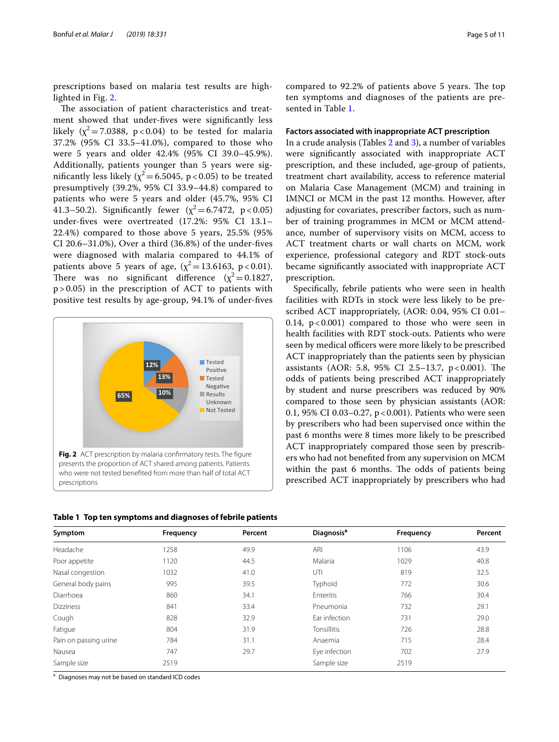prescriptions based on malaria test results are highlighted in Fig. 2.

The association of patient characteristics and treatment showed that under-fives were significantly less likely ($\chi^2 = 7.0388$, $p < 0.04$) to be tested for malaria 37.2% (95% CI 33.5–41.0%), compared to those who were 5 years and older 42.4% (95% CI 39.0–45.9%). Additionally, patients younger than 5 years were significantly less likely ($\chi^2 = 6.5045$, $p < 0.05$) to be treated presumptively (39.2%, 95% CI 33.9–44.8) compared to patients who were 5 years and older (45.7%, 95% CI 41.3–50.2). Significantly fewer ($\chi^2 = 6.7472$, $p < 0.05$) under-fives were overtreated (17.2%: 95% CI 13.1–22.4%) compared to those above 5 years, 25.5% (95% CI 20.6–31.0%), Over a third (36.8%) of the under-fives were diagnosed with malaria compared to 44.1% of patients above 5 years of age, ($\chi^2 = 13.6163$, $p < 0.01$). There was no significant difference ($\chi^2 = 0.1827$, $p > 0.05$) in the prescription of ACT to patients with positive test results by age-group, 94.1% of under-fives compared to 92.2% of patients above 5 years. The top ten symptoms and diagnoses of the patients are presented in Table 1.

**Fig. 2** ACT prescription by malaria confirmatory tests. The figure presents the proportion of ACT shared among patients. Patients who were not tested benefited from more than half of total ACT prescriptions

### Factors associated with inappropriate ACT prescription

In a crude analysis (Tables 2 and 3), a number of variables were significantly associated with inappropriate ACT prescription, and these included, age-group of patients, treatment chart availability, access to reference material on Malaria Case Management (MCM) and training in IMNCI or MCM in the past 12 months. However, after adjusting for covariates, prescriber factors, such as number of training programmes in MCM or MCM attendance, number of supervisory visits on MCM, access to ACT treatment charts or wall charts on MCM, work experience, professional category and RDT stock-outs became significantly associated with inappropriate ACT prescription.

Specifically, febrile patients who were seen in health facilities with RDTs in stock were less likely to be prescribed ACT inappropriately, (AOR: 0.04, 95% CI 0.01–0.14, $p < 0.001$) compared to those who were seen in health facilities with RDT stock-outs. Patients who were seen by medical officers were more likely to be prescribed ACT inappropriately than the patients seen by physician assistants (AOR: 5.8, 95% CI 2.5–13.7, $p < 0.001$). The odds of patients being prescribed ACT inappropriately by student and nurse prescribers was reduced by 90% compared to those seen by physician assistants (AOR: 0.1, 95% CI 0.03–0.27, $p < 0.001$). Patients who were seen by prescribers who had been supervised once within the past 6 months were 8 times more likely to be prescribed ACT inappropriately compared those seen by prescribers who had not benefited from any supervision on MCM within the past 6 months. The odds of patients being prescribed ACT inappropriately by prescribers who had

**Table 1 Top ten symptoms and diagnoses of febrile patients**

| Symptom | Frequency | Percent | Diagnosis[a] | Frequency | Percent |
|---|---|---|---|---|---|
| Headache | 1258 | 49.9 | ARI | 1106 | 43.9 |
| Poor appetite | 1120 | 44.5 | Malaria | 1029 | 40.8 |
| Nasal congestion | 1032 | 41.0 | UTI | 819 | 32.5 |
| General body pains | 995 | 39.5 | Typhoid | 772 | 30.6 |
| Diarrhoea | 860 | 34.1 | Enteritis | 766 | 30.4 |
| Dizziness | 841 | 33.4 | Pneumonia | 732 | 29.1 |
| Cough | 828 | 32.9 | Ear infection | 731 | 29.0 |
| Fatigue | 804 | 31.9 | Tonsillitis | 726 | 28.8 |
| Pain on passing urine | 784 | 31.1 | Anaemia | 715 | 28.4 |
| Nausea | 747 | 29.7 | Eye infection | 702 | 27.9 |
| Sample size | 2519 | | Sample size | 2519 | |

[a] Diagnoses may not be based on standard ICD codes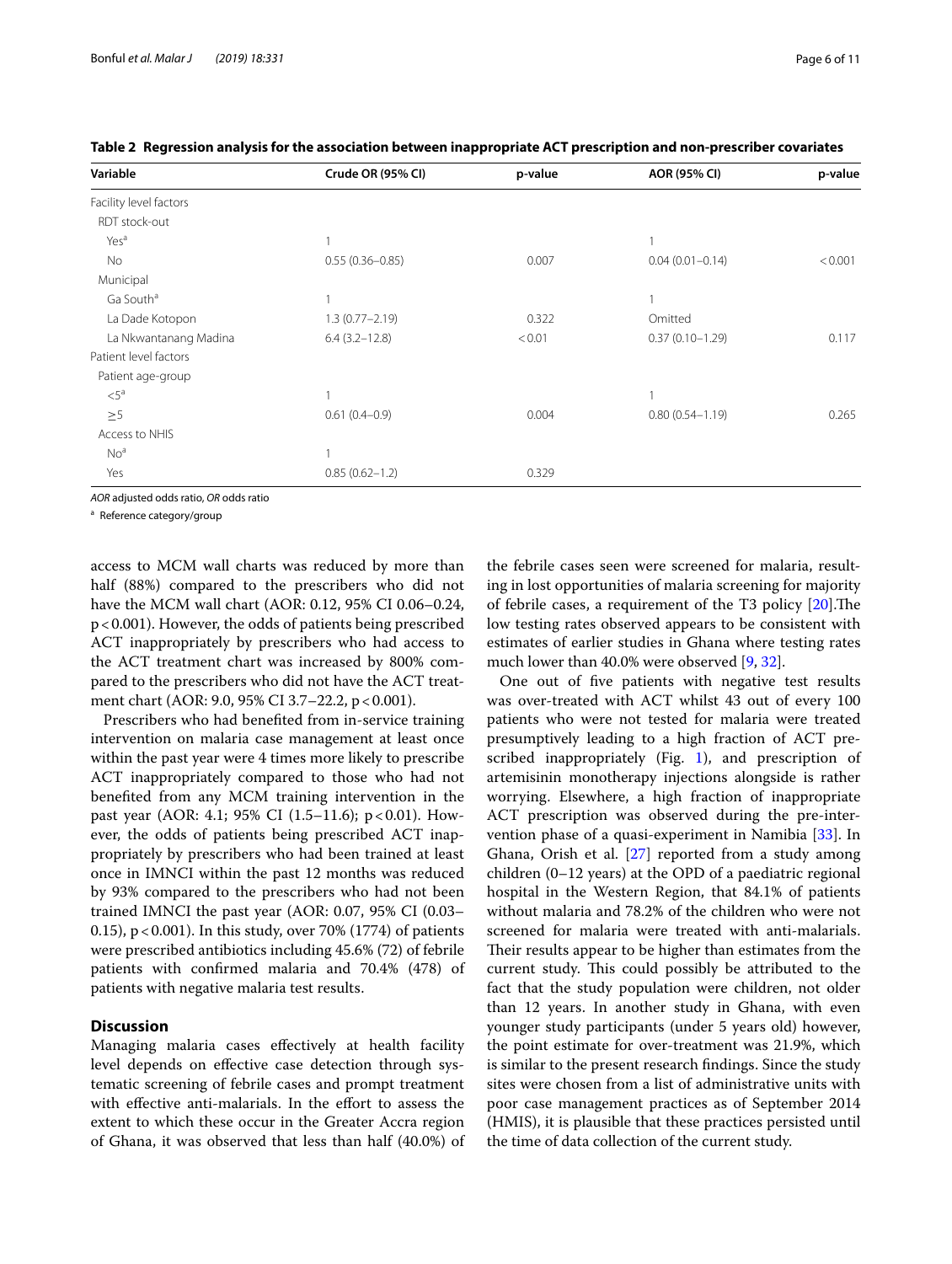**Table 2 Regression analysis for the association between inappropriate ACT prescription and non-prescriber covariates**

| Variable | Crude OR (95% CI) | p-value | AOR (95% CI) | p-value |
|---|---|---|---|---|
| Facility level factors | | | | |
| RDT stock-out | | | | |
| Yes[a] | 1 | | 1 | |
| No | 0.55 (0.36–0.85) | 0.007 | 0.04 (0.01–0.14) | < 0.001 |
| Municipal | | | | |
| Ga South[a] | 1 | | 1 | |
| La Dade Kotopon | 1.3 (0.77–2.19) | 0.322 | Omitted | |
| La Nkwantanang Madina | 6.4 (3.2–12.8) | < 0.01 | 0.37 (0.10–1.29) | 0.117 |
| Patient level factors | | | | |
| Patient age-group | | | | |
| <5[a] | 1 | | 1 | |
| ≥5 | 0.61 (0.4–0.9) | 0.004 | 0.80 (0.54–1.19) | 0.265 |
| Access to NHIS | | | | |
| No[a] | 1 | | | |
| Yes | 0.85 (0.62–1.2) | 0.329 | | |

*AOR* adjusted odds ratio, *OR* odds ratio

[a] Reference category/group

access to MCM wall charts was reduced by more than half (88%) compared to the prescribers who did not have the MCM wall chart (AOR: 0.12, 95% CI 0.06–0.24, p < 0.001). However, the odds of patients being prescribed ACT inappropriately by prescribers who had access to the ACT treatment chart was increased by 800% compared to the prescribers who did not have the ACT treatment chart (AOR: 9.0, 95% CI 3.7–22.2, p < 0.001).

Prescribers who had benefited from in-service training intervention on malaria case management at least once within the past year were 4 times more likely to prescribe ACT inappropriately compared to those who had not benefited from any MCM training intervention in the past year (AOR: 4.1; 95% CI (1.5–11.6); p < 0.01). However, the odds of patients being prescribed ACT inappropriately by prescribers who had been trained at least once in IMNCI within the past 12 months was reduced by 93% compared to the prescribers who had not been trained IMNCI the past year (AOR: 0.07, 95% CI (0.03–0.15), p < 0.001). In this study, over 70% (1774) of patients were prescribed antibiotics including 45.6% (72) of febrile patients with confirmed malaria and 70.4% (478) of patients with negative malaria test results.

## Discussion

Managing malaria cases effectively at health facility level depends on effective case detection through systematic screening of febrile cases and prompt treatment with effective anti-malarials. In the effort to assess the extent to which these occur in the Greater Accra region of Ghana, it was observed that less than half (40.0%) of the febrile cases seen were screened for malaria, resulting in lost opportunities of malaria screening for majority of febrile cases, a requirement of the T3 policy [20].The low testing rates observed appears to be consistent with estimates of earlier studies in Ghana where testing rates much lower than 40.0% were observed [9, 32].

One out of five patients with negative test results was over-treated with ACT whilst 43 out of every 100 patients who were not tested for malaria were treated presumptively leading to a high fraction of ACT prescribed inappropriately (Fig. 1), and prescription of artemisinin monotherapy injections alongside is rather worrying. Elsewhere, a high fraction of inappropriate ACT prescription was observed during the pre-intervention phase of a quasi-experiment in Namibia [33]. In Ghana, Orish et al. [27] reported from a study among children (0–12 years) at the OPD of a paediatric regional hospital in the Western Region, that 84.1% of patients without malaria and 78.2% of the children who were not screened for malaria were treated with anti-malarials. Their results appear to be higher than estimates from the current study. This could possibly be attributed to the fact that the study population were children, not older than 12 years. In another study in Ghana, with even younger study participants (under 5 years old) however, the point estimate for over-treatment was 21.9%, which is similar to the present research findings. Since the study sites were chosen from a list of administrative units with poor case management practices as of September 2014 (HMIS), it is plausible that these practices persisted until the time of data collection of the current study.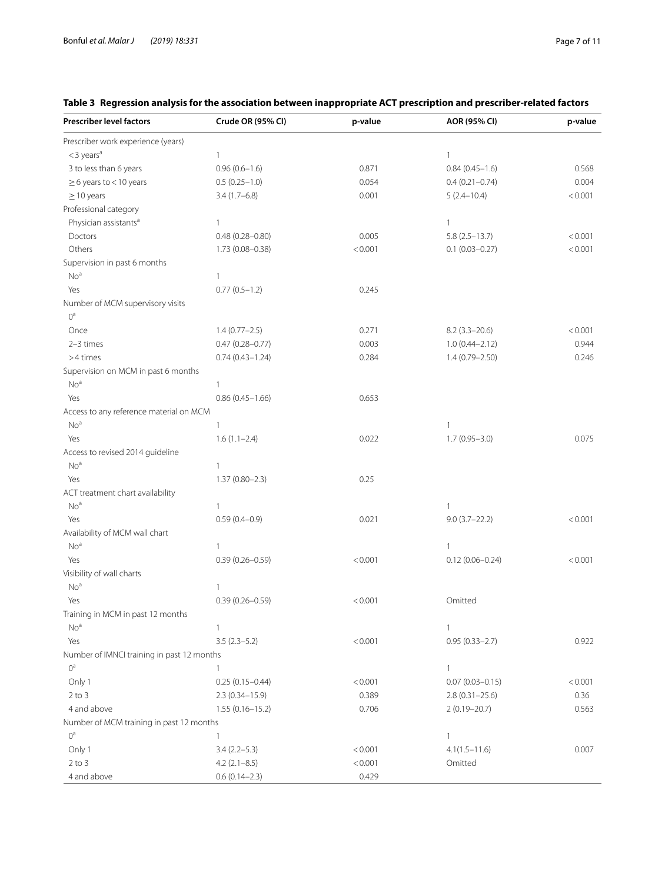**Table 3 Regression analysis for the association between inappropriate ACT prescription and prescriber-related factors**

| Prescriber level factors | Crude OR (95% CI) | p-value | AOR (95% CI) | p-value |
|---|---|---|---|---|
| Prescriber work experience (years) | | | | |
| < 3 years[a] | 1 | | 1 | |
| 3 to less than 6 years | 0.96 (0.6–1.6) | 0.871 | 0.84 (0.45–1.6) | 0.568 |
| ≥ 6 years to < 10 years | 0.5 (0.25–1.0) | 0.054 | 0.4 (0.21–0.74) | 0.004 |
| ≥ 10 years | 3.4 (1.7–6.8) | 0.001 | 5 (2.4–10.4) | < 0.001 |
| Professional category | | | | |
| Physician assistants[a] | 1 | | 1 | |
| Doctors | 0.48 (0.28–0.80) | 0.005 | 5.8 (2.5–13.7) | < 0.001 |
| Others | 1.73 (0.08–0.38) | < 0.001 | 0.1 (0.03–0.27) | < 0.001 |
| Supervision in past 6 months | | | | |
| No[a] | 1 | | | |
| Yes | 0.77 (0.5–1.2) | 0.245 | | |
| Number of MCM supervisory visits | | | | |
| 0[a] | | | | |
| Once | 1.4 (0.77–2.5) | 0.271 | 8.2 (3.3–20.6) | < 0.001 |
| 2–3 times | 0.47 (0.28–0.77) | 0.003 | 1.0 (0.44–2.12) | 0.944 |
| > 4 times | 0.74 (0.43–1.24) | 0.284 | 1.4 (0.79–2.50) | 0.246 |
| Supervision on MCM in past 6 months | | | | |
| No[a] | 1 | | | |
| Yes | 0.86 (0.45–1.66) | 0.653 | | |
| Access to any reference material on MCM | | | | |
| No[a] | 1 | | 1 | |
| Yes | 1.6 (1.1–2.4) | 0.022 | 1.7 (0.95–3.0) | 0.075 |
| Access to revised 2014 guideline | | | | |
| No[a] | 1 | | | |
| Yes | 1.37 (0.80–2.3) | 0.25 | | |
| ACT treatment chart availability | | | | |
| No[a] | 1 | | 1 | |
| Yes | 0.59 (0.4–0.9) | 0.021 | 9.0 (3.7–22.2) | < 0.001 |
| Availability of MCM wall chart | | | | |
| No[a] | 1 | | 1 | |
| Yes | 0.39 (0.26–0.59) | < 0.001 | 0.12 (0.06–0.24) | < 0.001 |
| Visibility of wall charts | | | | |
| No[a] | 1 | | | |
| Yes | 0.39 (0.26–0.59) | < 0.001 | Omitted | |
| Training in MCM in past 12 months | | | | |
| No[a] | 1 | | 1 | |
| Yes | 3.5 (2.3–5.2) | < 0.001 | 0.95 (0.33–2.7) | 0.922 |
| Number of IMNCI training in past 12 months | | | | |
| 0[a] | 1 | | 1 | |
| Only 1 | 0.25 (0.15–0.44) | < 0.001 | 0.07 (0.03–0.15) | < 0.001 |
| 2 to 3 | 2.3 (0.34–15.9) | 0.389 | 2.8 (0.31–25.6) | 0.36 |
| 4 and above | 1.55 (0.16–15.2) | 0.706 | 2 (0.19–20.7) | 0.563 |
| Number of MCM training in past 12 months | | | | |
| 0[a] | 1 | | 1 | |
| Only 1 | 3.4 (2.2–5.3) | < 0.001 | 4.1(1.5–11.6) | 0.007 |
| 2 to 3 | 4.2 (2.1–8.5) | < 0.001 | Omitted | |
| 4 and above | 0.6 (0.14–2.3) | 0.429 | | |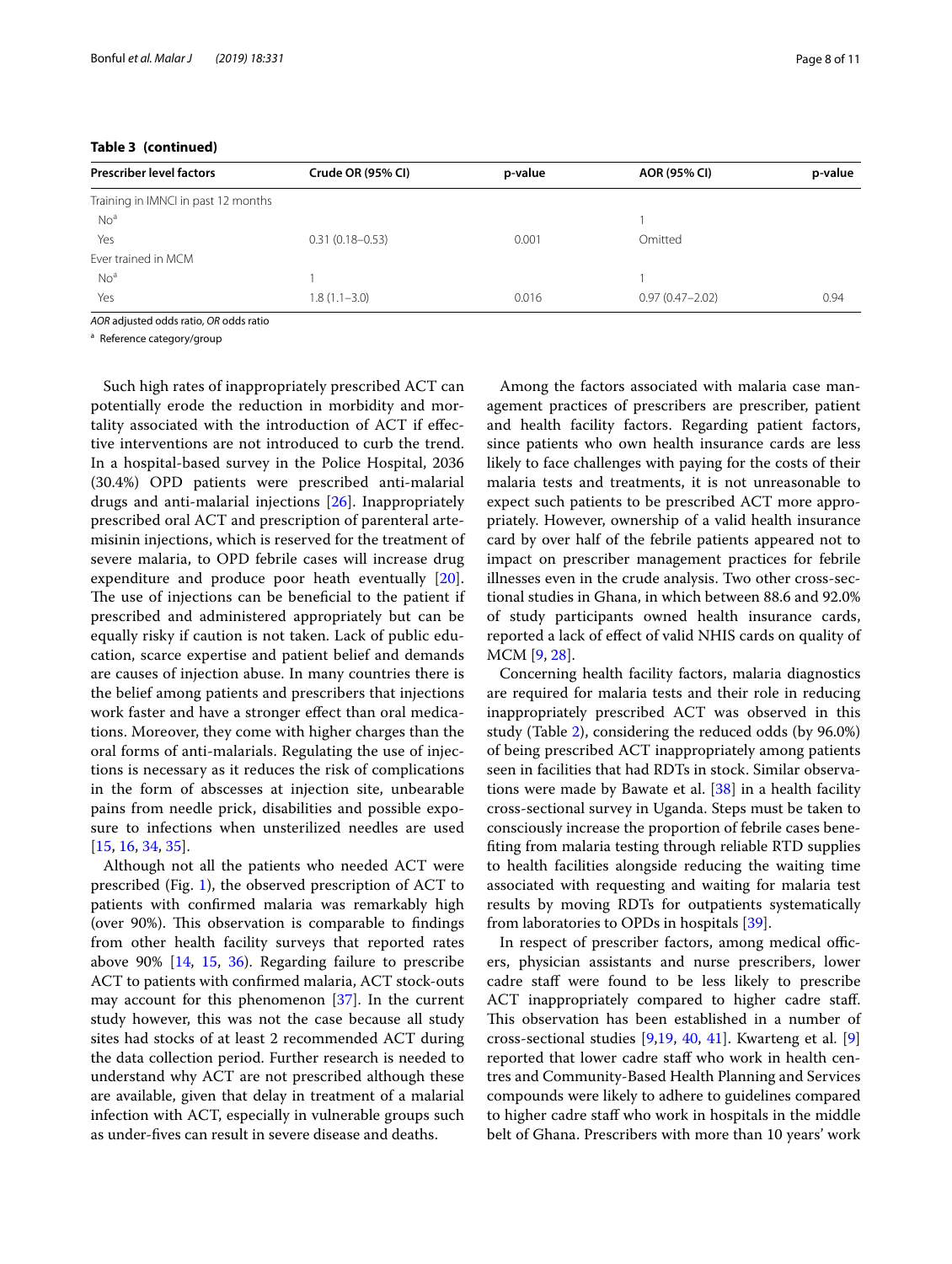**Table 3 (continued)**

| Prescriber level factors | Crude OR (95% CI) | p-value | AOR (95% CI) | p-value |
|---|---|---|---|---|
| Training in IMNCI in past 12 months | | | | |
| No[a] | | | 1 | |
| Yes | 0.31 (0.18–0.53) | 0.001 | Omitted | |
| Ever trained in MCM | | | | |
| No[a] | 1 | | 1 | |
| Yes | 1.8 (1.1–3.0) | 0.016 | 0.97 (0.47–2.02) | 0.94 |

*AOR* adjusted odds ratio, *OR* odds ratio

[a] Reference category/group

Such high rates of inappropriately prescribed ACT can potentially erode the reduction in morbidity and mortality associated with the introduction of ACT if effective interventions are not introduced to curb the trend. In a hospital-based survey in the Police Hospital, 2036 (30.4%) OPD patients were prescribed anti-malarial drugs and anti-malarial injections [26]. Inappropriately prescribed oral ACT and prescription of parenteral artemisinin injections, which is reserved for the treatment of severe malaria, to OPD febrile cases will increase drug expenditure and produce poor heath eventually [20]. The use of injections can be beneficial to the patient if prescribed and administered appropriately but can be equally risky if caution is not taken. Lack of public education, scarce expertise and patient belief and demands are causes of injection abuse. In many countries there is the belief among patients and prescribers that injections work faster and have a stronger effect than oral medications. Moreover, they come with higher charges than the oral forms of anti-malarials. Regulating the use of injections is necessary as it reduces the risk of complications in the form of abscesses at injection site, unbearable pains from needle prick, disabilities and possible exposure to infections when unsterilized needles are used [15, 16, 34, 35].

Although not all the patients who needed ACT were prescribed (Fig. 1), the observed prescription of ACT to patients with confirmed malaria was remarkably high (over 90%). This observation is comparable to findings from other health facility surveys that reported rates above 90% [14, 15, 36). Regarding failure to prescribe ACT to patients with confirmed malaria, ACT stock-outs may account for this phenomenon [37]. In the current study however, this was not the case because all study sites had stocks of at least 2 recommended ACT during the data collection period. Further research is needed to understand why ACT are not prescribed although these are available, given that delay in treatment of a malarial infection with ACT, especially in vulnerable groups such as under-fives can result in severe disease and deaths.

Among the factors associated with malaria case management practices of prescribers are prescriber, patient and health facility factors. Regarding patient factors, since patients who own health insurance cards are less likely to face challenges with paying for the costs of their malaria tests and treatments, it is not unreasonable to expect such patients to be prescribed ACT more appropriately. However, ownership of a valid health insurance card by over half of the febrile patients appeared not to impact on prescriber management practices for febrile illnesses even in the crude analysis. Two other cross-sectional studies in Ghana, in which between 88.6 and 92.0% of study participants owned health insurance cards, reported a lack of effect of valid NHIS cards on quality of MCM [9, 28].

Concerning health facility factors, malaria diagnostics are required for malaria tests and their role in reducing inappropriately prescribed ACT was observed in this study (Table 2), considering the reduced odds (by 96.0%) of being prescribed ACT inappropriately among patients seen in facilities that had RDTs in stock. Similar observations were made by Bawate et al. [38] in a health facility cross-sectional survey in Uganda. Steps must be taken to consciously increase the proportion of febrile cases benefiting from malaria testing through reliable RTD supplies to health facilities alongside reducing the waiting time associated with requesting and waiting for malaria test results by moving RDTs for outpatients systematically from laboratories to OPDs in hospitals [39].

In respect of prescriber factors, among medical officers, physician assistants and nurse prescribers, lower cadre staff were found to be less likely to prescribe ACT inappropriately compared to higher cadre staff. This observation has been established in a number of cross-sectional studies [9,19, 40, 41]. Kwarteng et al. [9] reported that lower cadre staff who work in health centres and Community-Based Health Planning and Services compounds were likely to adhere to guidelines compared to higher cadre staff who work in hospitals in the middle belt of Ghana. Prescribers with more than 10 years' work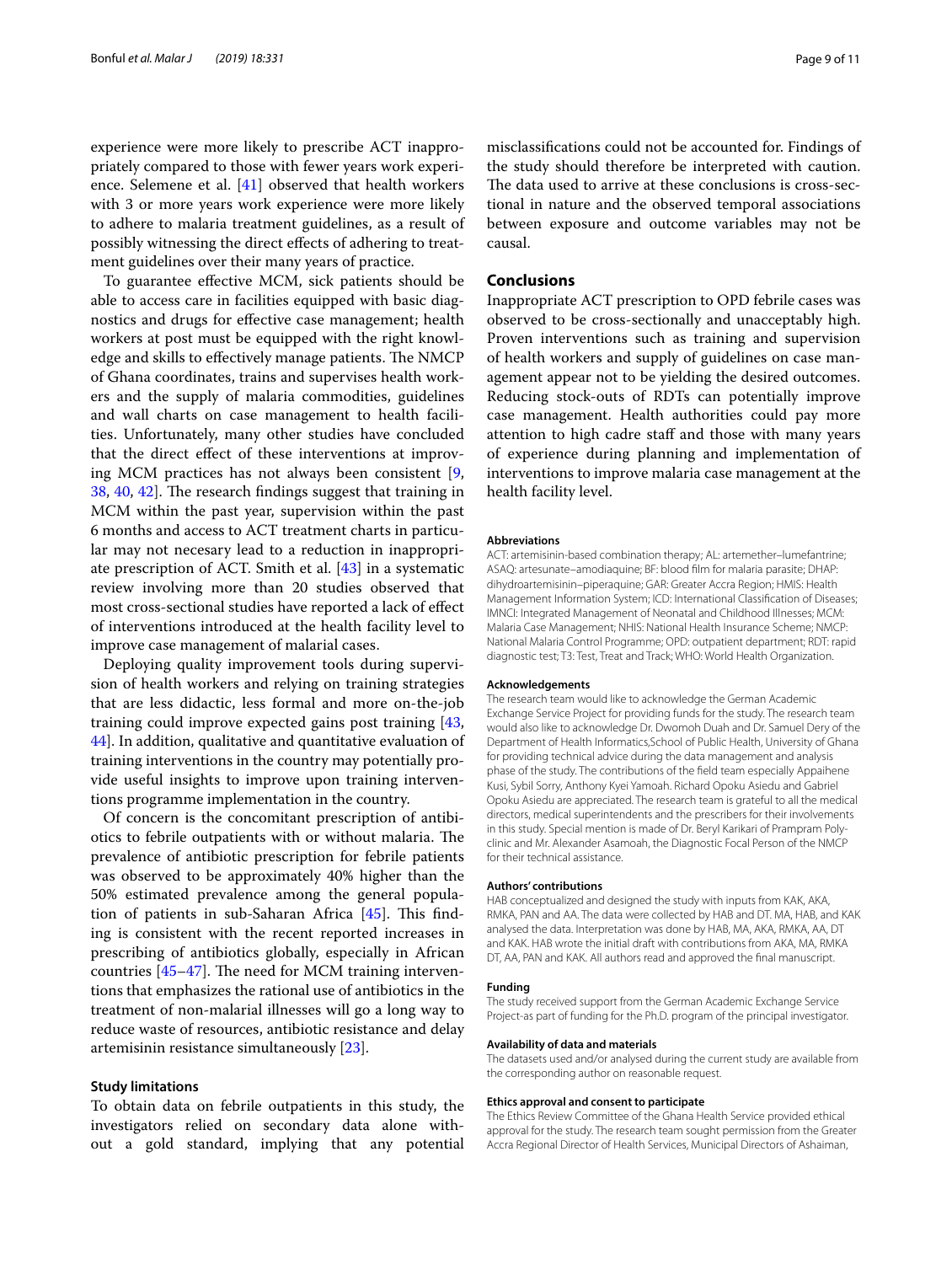experience were more likely to prescribe ACT inappropriately compared to those with fewer years work experience. Selemene et al. [41] observed that health workers with 3 or more years work experience were more likely to adhere to malaria treatment guidelines, as a result of possibly witnessing the direct effects of adhering to treatment guidelines over their many years of practice.

To guarantee effective MCM, sick patients should be able to access care in facilities equipped with basic diagnostics and drugs for effective case management; health workers at post must be equipped with the right knowledge and skills to effectively manage patients. The NMCP of Ghana coordinates, trains and supervises health workers and the supply of malaria commodities, guidelines and wall charts on case management to health facilities. Unfortunately, many other studies have concluded that the direct effect of these interventions at improving MCM practices has not always been consistent [9, 38, 40, 42]. The research findings suggest that training in MCM within the past year, supervision within the past 6 months and access to ACT treatment charts in particular may not necesary lead to a reduction in inappropriate prescription of ACT. Smith et al. [43] in a systematic review involving more than 20 studies observed that most cross-sectional studies have reported a lack of effect of interventions introduced at the health facility level to improve case management of malarial cases.

Deploying quality improvement tools during supervision of health workers and relying on training strategies that are less didactic, less formal and more on-the-job training could improve expected gains post training [43, 44]. In addition, qualitative and quantitative evaluation of training interventions in the country may potentially provide useful insights to improve upon training interventions programme implementation in the country.

Of concern is the concomitant prescription of antibiotics to febrile outpatients with or without malaria. The prevalence of antibiotic prescription for febrile patients was observed to be approximately 40% higher than the 50% estimated prevalence among the general population of patients in sub-Saharan Africa [45]. This finding is consistent with the recent reported increases in prescribing of antibiotics globally, especially in African countries [45–47]. The need for MCM training interventions that emphasizes the rational use of antibiotics in the treatment of non-malarial illnesses will go a long way to reduce waste of resources, antibiotic resistance and delay artemisinin resistance simultaneously [23].

### Study limitations

To obtain data on febrile outpatients in this study, the investigators relied on secondary data alone without a gold standard, implying that any potential misclassifications could not be accounted for. Findings of the study should therefore be interpreted with caution. The data used to arrive at these conclusions is cross-sectional in nature and the observed temporal associations between exposure and outcome variables may not be causal.

## Conclusions

Inappropriate ACT prescription to OPD febrile cases was observed to be cross-sectionally and unacceptably high. Proven interventions such as training and supervision of health workers and supply of guidelines on case management appear not to be yielding the desired outcomes. Reducing stock-outs of RDTs can potentially improve case management. Health authorities could pay more attention to high cadre staff and those with many years of experience during planning and implementation of interventions to improve malaria case management at the health facility level.

#### Abbreviations

ACT: artemisinin-based combination therapy; AL: artemether–lumefantrine; ASAQ: artesunate–amodiaquine; BF: blood film for malaria parasite; DHAP: dihydroartemisinin–piperaquine; GAR: Greater Accra Region; HMIS: Health Management Information System; ICD: International Classification of Diseases; IMNCI: Integrated Management of Neonatal and Childhood Illnesses; MCM: Malaria Case Management; NHIS: National Health Insurance Scheme; NMCP: National Malaria Control Programme; OPD: outpatient department; RDT: rapid diagnostic test; T3: Test, Treat and Track; WHO: World Health Organization.

#### Acknowledgements

The research team would like to acknowledge the German Academic Exchange Service Project for providing funds for the study. The research team would also like to acknowledge Dr. Dwomoh Duah and Dr. Samuel Dery of the Department of Health Informatics,School of Public Health, University of Ghana for providing technical advice during the data management and analysis phase of the study. The contributions of the field team especially Appaihene Kusi, Sybil Sorry, Anthony Kyei Yamoah. Richard Opoku Asiedu and Gabriel Opoku Asiedu are appreciated. The research team is grateful to all the medical directors, medical superintendents and the prescribers for their involvements in this study. Special mention is made of Dr. Beryl Karikari of Prampram Polyclinic and Mr. Alexander Asamoah, the Diagnostic Focal Person of the NMCP for their technical assistance.

#### Authors' contributions

HAB conceptualized and designed the study with inputs from KAK, AKA, RMKA, PAN and AA. The data were collected by HAB and DT. MA, HAB, and KAK analysed the data. Interpretation was done by HAB, MA, AKA, RMKA, AA, DT and KAK. HAB wrote the initial draft with contributions from AKA, MA, RMKA DT, AA, PAN and KAK. All authors read and approved the final manuscript.

#### Funding

The study received support from the German Academic Exchange Service Project-as part of funding for the Ph.D. program of the principal investigator.

#### Availability of data and materials

The datasets used and/or analysed during the current study are available from the corresponding author on reasonable request.

#### Ethics approval and consent to participate

The Ethics Review Committee of the Ghana Health Service provided ethical approval for the study. The research team sought permission from the Greater Accra Regional Director of Health Services, Municipal Directors of Ashaiman,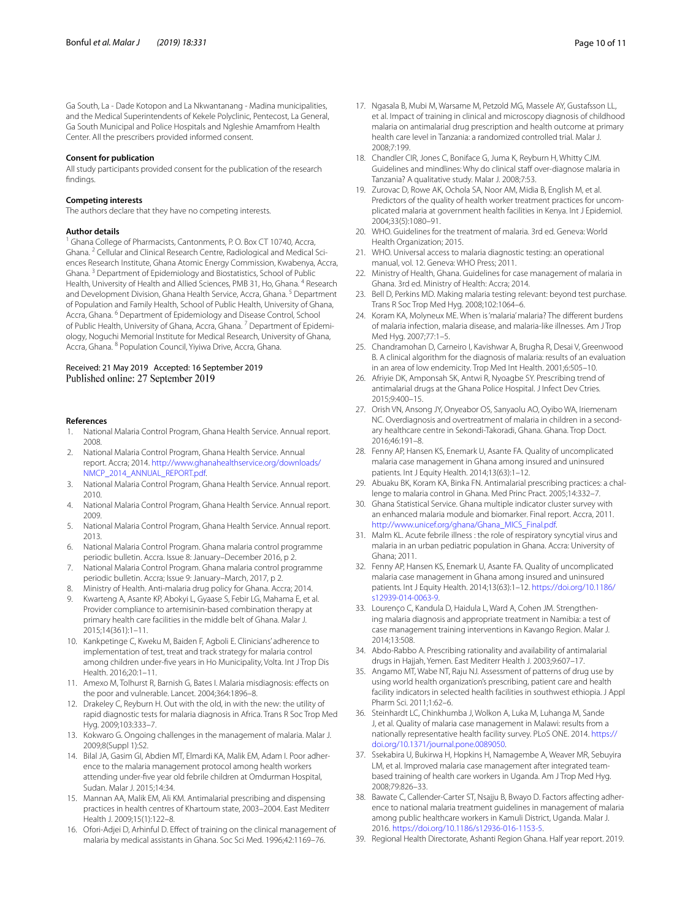Ga South, La - Dade Kotopon and La Nkwantanang - Madina municipalities, and the Medical Superintendents of Kekele Polyclinic, Pentecost, La General, Ga South Municipal and Police Hospitals and Ngleshie Amamfrom Health Center. All the prescribers provided informed consent.

#### Consent for publication

All study participants provided consent for the publication of the research findings.

#### Competing interests

The authors declare that they have no competing interests.

#### Author details

[1] Ghana College of Pharmacists, Cantonments, P. O. Box CT 10740, Accra, Ghana. [2] Cellular and Clinical Research Centre, Radiological and Medical Sciences Research Institute, Ghana Atomic Energy Commission, Kwabenya, Accra, Ghana. [3] Department of Epidemiology and Biostatistics, School of Public Health, University of Health and Allied Sciences, PMB 31, Ho, Ghana. [4] Research and Development Division, Ghana Health Service, Accra, Ghana. [5] Department of Population and Family Health, School of Public Health, University of Ghana, Accra, Ghana. [6] Department of Epidemiology and Disease Control, School of Public Health, University of Ghana, Accra, Ghana. [7] Department of Epidemiology, Noguchi Memorial Institute for Medical Research, University of Ghana, Accra, Ghana. [8] Population Council, Yiyiwa Drive, Accra, Ghana.

Received: 21 May 2019 Accepted: 16 September 2019
Published online: 27 September 2019

#### References

1. National Malaria Control Program, Ghana Health Service. Annual report. 2008.
2. National Malaria Control Program, Ghana Health Service. Annual report. Accra; 2014. http://www.ghanahealthservice.org/downloads/NMCP_2014_ANNUAL_REPORT.pdf.
3. National Malaria Control Program, Ghana Health Service. Annual report. 2010.
4. National Malaria Control Program, Ghana Health Service. Annual report. 2009.
5. National Malaria Control Program, Ghana Health Service. Annual report. 2013.
6. National Malaria Control Program. Ghana malaria control programme periodic bulletin. Accra. Issue 8: January–December 2016, p 2.
7. National Malaria Control Program. Ghana malaria control programme periodic bulletin. Accra; Issue 9: January–March, 2017, p 2.
8. Ministry of Health. Anti-malaria drug policy for Ghana. Accra; 2014.
9. Kwarteng A, Asante KP, Abokyi L, Gyaase S, Febir LG, Mahama E, et al. Provider compliance to artemisinin-based combination therapy at primary health care facilities in the middle belt of Ghana. Malar J. 2015;14(361):1–11.
10. Kankpetinge C, Kweku M, Baiden F, Agboli E. Clinicians' adherence to implementation of test, treat and track strategy for malaria control among children under-five years in Ho Municipality, Volta. Int J Trop Dis Health. 2016;20:1–11.
11. Amexo M, Tolhurst R, Barnish G, Bates I. Malaria misdiagnosis: effects on the poor and vulnerable. Lancet. 2004;364:1896–8.
12. Drakeley C, Reyburn H. Out with the old, in with the new: the utility of rapid diagnostic tests for malaria diagnosis in Africa. Trans R Soc Trop Med Hyg. 2009;103:333–7.
13. Kokwaro G. Ongoing challenges in the management of malaria. Malar J. 2009;8(Suppl 1):S2.
14. Bilal JA, Gasim GI, Abdien MT, Elmardi KA, Malik EM, Adam I. Poor adherence to the malaria management protocol among health workers attending under-five year old febrile children at Omdurman Hospital, Sudan. Malar J. 2015;14:34.
15. Mannan AA, Malik EM, Ali KM. Antimalarial prescribing and dispensing practices in health centres of Khartoum state, 2003–2004. East Mediterr Health J. 2009;15(1):122–8.
16. Ofori-Adjei D, Arhinful D. Effect of training on the clinical management of malaria by medical assistants in Ghana. Soc Sci Med. 1996;42:1169–76.
17. Ngasala B, Mubi M, Warsame M, Petzold MG, Massele AY, Gustafsson LL, et al. Impact of training in clinical and microscopy diagnosis of childhood malaria on antimalarial drug prescription and health outcome at primary health care level in Tanzania: a randomized controlled trial. Malar J. 2008;7:199.
18. Chandler CIR, Jones C, Boniface G, Juma K, Reyburn H, Whitty CJM. Guidelines and mindlines: Why do clinical staff over-diagnose malaria in Tanzania? A qualitative study. Malar J. 2008;7:53.
19. Zurovac D, Rowe AK, Ochola SA, Noor AM, Midia B, English M, et al. Predictors of the quality of health worker treatment practices for uncomplicated malaria at government health facilities in Kenya. Int J Epidemiol. 2004;33(5):1080–91.
20. WHO. Guidelines for the treatment of malaria. 3rd ed. Geneva: World Health Organization; 2015.
21. WHO. Universal access to malaria diagnostic testing: an operational manual, vol. 12. Geneva: WHO Press; 2011.
22. Ministry of Health, Ghana. Guidelines for case management of malaria in Ghana. 3rd ed. Ministry of Health: Accra; 2014.
23. Bell D, Perkins MD. Making malaria testing relevant: beyond test purchase. Trans R Soc Trop Med Hyg. 2008;102:1064–6.
24. Koram KA, Molyneux ME. When is 'malaria' malaria? The different burdens of malaria infection, malaria disease, and malaria-like illnesses. Am J Trop Med Hyg. 2007;77:1–5.
25. Chandramohan D, Carneiro I, Kavishwar A, Brugha R, Desai V, Greenwood B. A clinical algorithm for the diagnosis of malaria: results of an evaluation in an area of low endemicity. Trop Med Int Health. 2001;6:505–10.
26. Afriyie DK, Amponsah SK, Antwi R, Nyoagbe SY. Prescribing trend of antimalarial drugs at the Ghana Police Hospital. J Infect Dev Ctries. 2015;9:400–15.
27. Orish VN, Ansong JY, Onyeabor OS, Sanyaolu AO, Oyibo WA, Iriemenam NC. Overdiagnosis and overtreatment of malaria in children in a secondary healthcare centre in Sekondi-Takoradi, Ghana. Ghana. Trop Doct. 2016;46:191–8.
28. Fenny AP, Hansen KS, Enemark U, Asante FA. Quality of uncomplicated malaria case management in Ghana among insured and uninsured patients. Int J Equity Health. 2014;13(63):1–12.
29. Abuaku BK, Koram KA, Binka FN. Antimalarial prescribing practices: a challenge to malaria control in Ghana. Med Princ Pract. 2005;14:332–7.
30. Ghana Statistical Service. Ghana multiple indicator cluster survey with an enhanced malaria module and biomarker. Final report. Accra, 2011. http://www.unicef.org/ghana/Ghana_MICS_Final.pdf.
31. Malm KL. Acute febrile illness : the role of respiratory syncytial virus and malaria in an urban pediatric population in Ghana. Accra: University of Ghana; 2011.
32. Fenny AP, Hansen KS, Enemark U, Asante FA. Quality of uncomplicated malaria case management in Ghana among insured and uninsured patients. Int J Equity Health. 2014;13(63):1–12. https://doi.org/10.1186/s12939-014-0063-9.
33. Lourenço C, Kandula D, Haidula L, Ward A, Cohen JM. Strengthening malaria diagnosis and appropriate treatment in Namibia: a test of case management training interventions in Kavango Region. Malar J. 2014;13:508.
34. Abdo-Rabbo A. Prescribing rationality and availability of antimalarial drugs in Hajjah, Yemen. East Mediterr Health J. 2003;9:607–17.
35. Angamo MT, Wabe NT, Raju NJ. Assessment of patterns of drug use by using world health organization's prescribing, patient care and health facility indicators in selected health facilities in southwest ethiopia. J Appl Pharm Sci. 2011;1:62–6.
36. Steinhardt LC, Chinkhumba J, Wolkon A, Luka M, Luhanga M, Sande J, et al. Quality of malaria case management in Malawi: results from a nationally representative health facility survey. PLoS ONE. 2014. https://doi.org/10.1371/journal.pone.0089050.
37. Ssekabira U, Bukirwa H, Hopkins H, Namagembe A, Weaver MR, Sebuyira LM, et al. Improved malaria case management after integrated team-based training of health care workers in Uganda. Am J Trop Med Hyg. 2008;79:826–33.
38. Bawate C, Callender-Carter ST, Nsajju B, Bwayo D. Factors affecting adherence to national malaria treatment guidelines in management of malaria among public healthcare workers in Kamuli District, Uganda. Malar J. 2016. https://doi.org/10.1186/s12936-016-1153-5.
39. Regional Health Directorate, Ashanti Region Ghana. Half year report. 2019.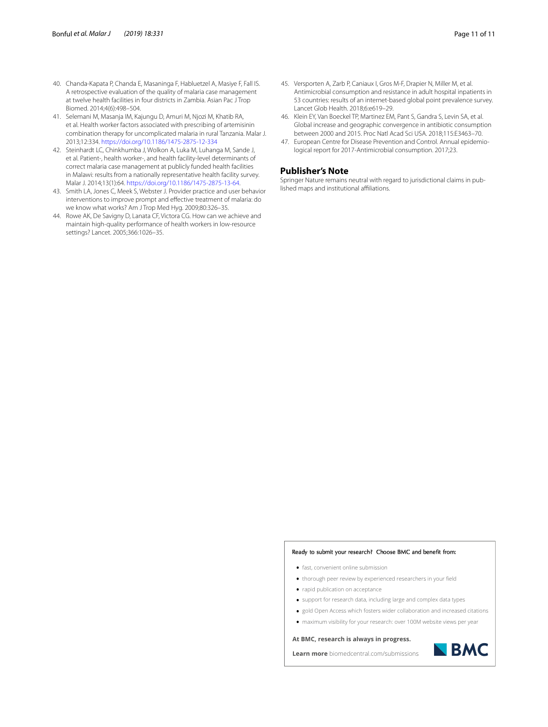40. Chanda-Kapata P, Chanda E, Masaninga F, Habluetzel A, Masiye F, Fall IS. A retrospective evaluation of the quality of malaria case management at twelve health facilities in four districts in Zambia. Asian Pac J Trop Biomed. 2014;4(6):498–504.
41. Selemani M, Masanja IM, Kajungu D, Amuri M, Njozi M, Khatib RA, et al. Health worker factors associated with prescribing of artemisinin combination therapy for uncomplicated malaria in rural Tanzania. Malar J. 2013;12:334. https://doi.org/10.1186/1475-2875-12-334
42. Steinhardt LC, Chinkhumba J, Wolkon A, Luka M, Luhanga M, Sande J, et al. Patient-, health worker-, and health facility-level determinants of correct malaria case management at publicly funded health facilities in Malawi: results from a nationally representative health facility survey. Malar J. 2014;13(1):64. https://doi.org/10.1186/1475-2875-13-64.
43. Smith LA, Jones C, Meek S, Webster J. Provider practice and user behavior interventions to improve prompt and effective treatment of malaria: do we know what works? Am J Trop Med Hyg. 2009;80:326–35.
44. Rowe AK, De Savigny D, Lanata CF, Victora CG. How can we achieve and maintain high-quality performance of health workers in low-resource settings? Lancet. 2005;366:1026–35.
45. Versporten A, Zarb P, Caniaux I, Gros M-F, Drapier N, Miller M, et al. Antimicrobial consumption and resistance in adult hospital inpatients in 53 countries: results of an internet-based global point prevalence survey. Lancet Glob Health. 2018;6:e619–29.
46. Klein EY, Van Boeckel TP, Martinez EM, Pant S, Gandra S, Levin SA, et al. Global increase and geographic convergence in antibiotic consumption between 2000 and 2015. Proc Natl Acad Sci USA. 2018;115:E3463–70.
47. European Centre for Disease Prevention and Control. Annual epidemiological report for 2017-Antimicrobial consumption. 2017;23.

## Publisher's Note

Springer Nature remains neutral with regard to jurisdictional claims in published maps and institutional affiliations.

Ready to submit your research? Choose BMC and benefit from:

- fast, convenient online submission
- thorough peer review by experienced researchers in your field
- rapid publication on acceptance
- support for research data, including large and complex data types
- gold Open Access which fosters wider collaboration and increased citations
- maximum visibility for your research: over 100M website views per year

**At BMC, research is always in progress.**

**Learn more** biomedcentral.com/submissions

BMC